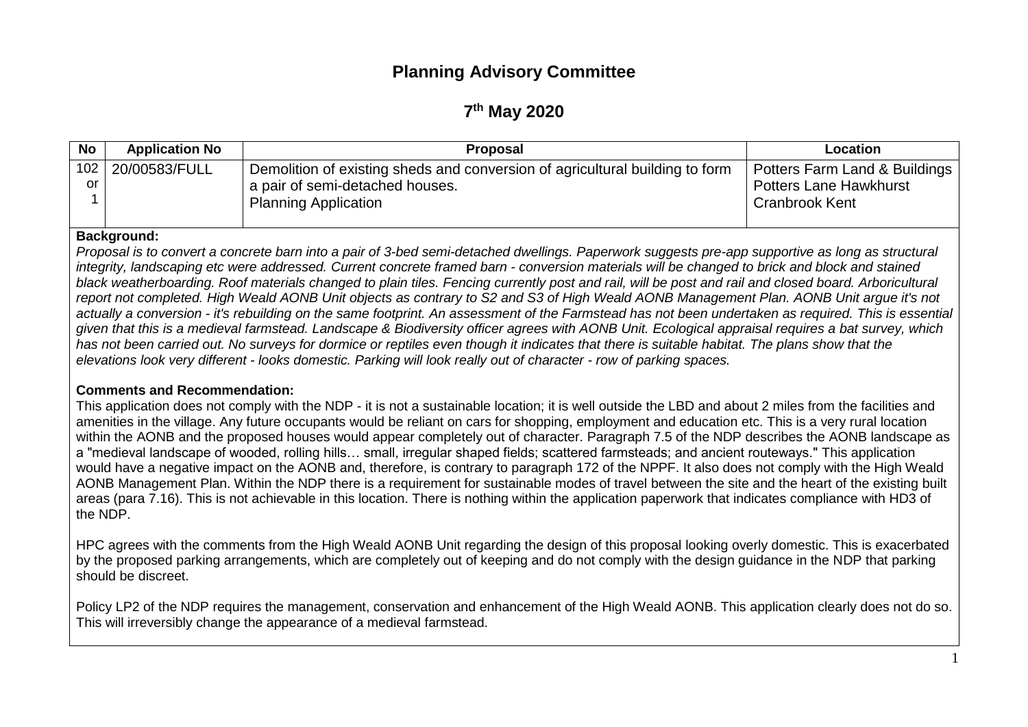# Planning Advisory Committee

## 7th May 2020

| No | Application No | Proposal | Location |
|---|---|---|---|
| 102 or 1 | 20/00583/FULL | Demolition of existing sheds and conversion of agricultural building to form a pair of semi-detached houses.<br>Planning Application | Potters Farm Land & Buildings Potters Lane Hawkhurst Cranbrook Kent |

**Background:**

*Proposal is to convert a concrete barn into a pair of 3-bed semi-detached dwellings. Paperwork suggests pre-app supportive as long as structural integrity, landscaping etc were addressed. Current concrete framed barn - conversion materials will be changed to brick and block and stained black weatherboarding. Roof materials changed to plain tiles. Fencing currently post and rail, will be post and rail and closed board. Arboricultural report not completed. High Weald AONB Unit objects as contrary to S2 and S3 of High Weald AONB Management Plan. AONB Unit argue it's not actually a conversion - it's rebuilding on the same footprint. An assessment of the Farmstead has not been undertaken as required. This is essential given that this is a medieval farmstead. Landscape & Biodiversity officer agrees with AONB Unit. Ecological appraisal requires a bat survey, which has not been carried out. No surveys for dormice or reptiles even though it indicates that there is suitable habitat. The plans show that the elevations look very different - looks domestic. Parking will look really out of character - row of parking spaces.*

**Comments and Recommendation:**

This application does not comply with the NDP - it is not a sustainable location; it is well outside the LBD and about 2 miles from the facilities and amenities in the village. Any future occupants would be reliant on cars for shopping, employment and education etc. This is a very rural location within the AONB and the proposed houses would appear completely out of character. Paragraph 7.5 of the NDP describes the AONB landscape as a "medieval landscape of wooded, rolling hills… small, irregular shaped fields; scattered farmsteads; and ancient routeways." This application would have a negative impact on the AONB and, therefore, is contrary to paragraph 172 of the NPPF. It also does not comply with the High Weald AONB Management Plan. Within the NDP there is a requirement for sustainable modes of travel between the site and the heart of the existing built areas (para 7.16). This is not achievable in this location. There is nothing within the application paperwork that indicates compliance with HD3 of the NDP.

HPC agrees with the comments from the High Weald AONB Unit regarding the design of this proposal looking overly domestic. This is exacerbated by the proposed parking arrangements, which are completely out of keeping and do not comply with the design guidance in the NDP that parking should be discreet.

Policy LP2 of the NDP requires the management, conservation and enhancement of the High Weald AONB. This application clearly does not do so. This will irreversibly change the appearance of a medieval farmstead.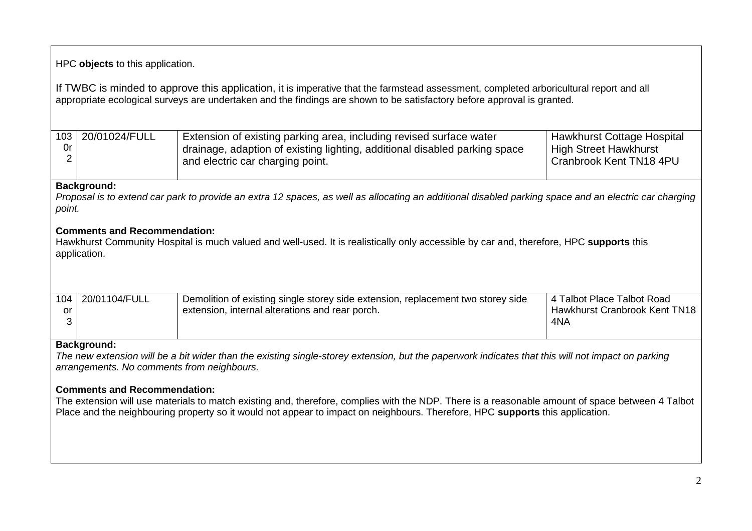HPC **objects** to this application.

If TWBC is minded to approve this application, it is imperative that the farmstead assessment, completed arboricultural report and all appropriate ecological surveys are undertaken and the findings are shown to be satisfactory before approval is granted.

| 103 0r 2 | 20/01024/FULL | Extension of existing parking area, including revised surface water drainage, adaption of existing lighting, additional disabled parking space and electric car charging point. | Hawkhurst Cottage Hospital High Street Hawkhurst Cranbrook Kent TN18 4PU |
|---|---|---|---|

**Background:**
*Proposal is to extend car park to provide an extra 12 spaces, as well as allocating an additional disabled parking space and an electric car charging point.*

**Comments and Recommendation:**
Hawkhurst Community Hospital is much valued and well-used. It is realistically only accessible by car and, therefore, HPC **supports** this application.

| 104 or 3 | 20/01104/FULL | Demolition of existing single storey side extension, replacement two storey side extension, internal alterations and rear porch. | 4 Talbot Place Talbot Road Hawkhurst Cranbrook Kent TN18 4NA |
|---|---|---|---|

**Background:**
*The new extension will be a bit wider than the existing single-storey extension, but the paperwork indicates that this will not impact on parking arrangements. No comments from neighbours.*

**Comments and Recommendation:**
The extension will use materials to match existing and, therefore, complies with the NDP. There is a reasonable amount of space between 4 Talbot Place and the neighbouring property so it would not appear to impact on neighbours. Therefore, HPC **supports** this application.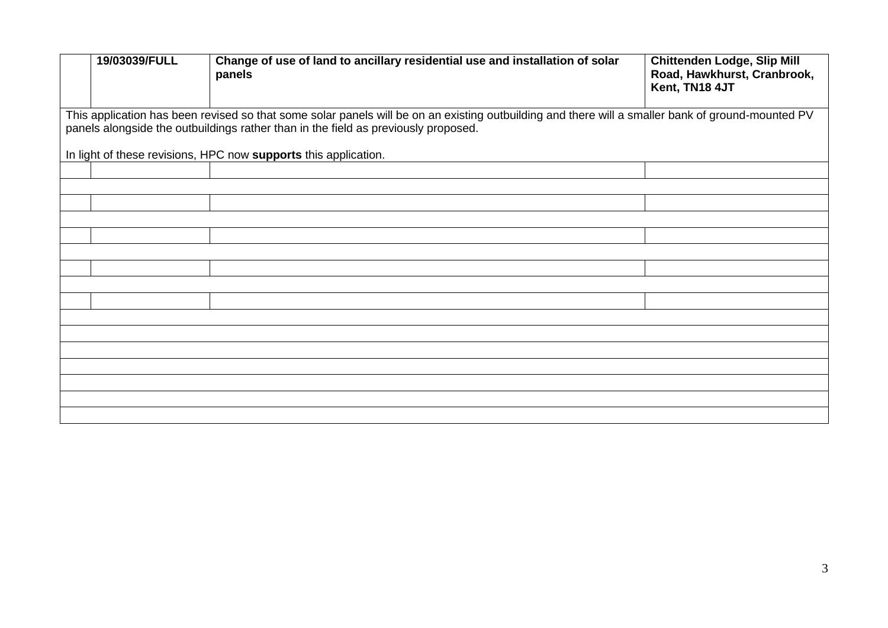| | | | |
|---|---|---|---|
| | **19/03039/FULL** | **Change of use of land to ancillary residential use and installation of solar panels** | **Chittenden Lodge, Slip Mill Road, Hawkhurst, Cranbrook, Kent, TN18 4JT** |
| This application has been revised so that some solar panels will be on an existing outbuilding and there will a smaller bank of ground-mounted PV panels alongside the outbuildings rather than in the field as previously proposed.<br><br>In light of these revisions, HPC now **supports** this application. | | | |